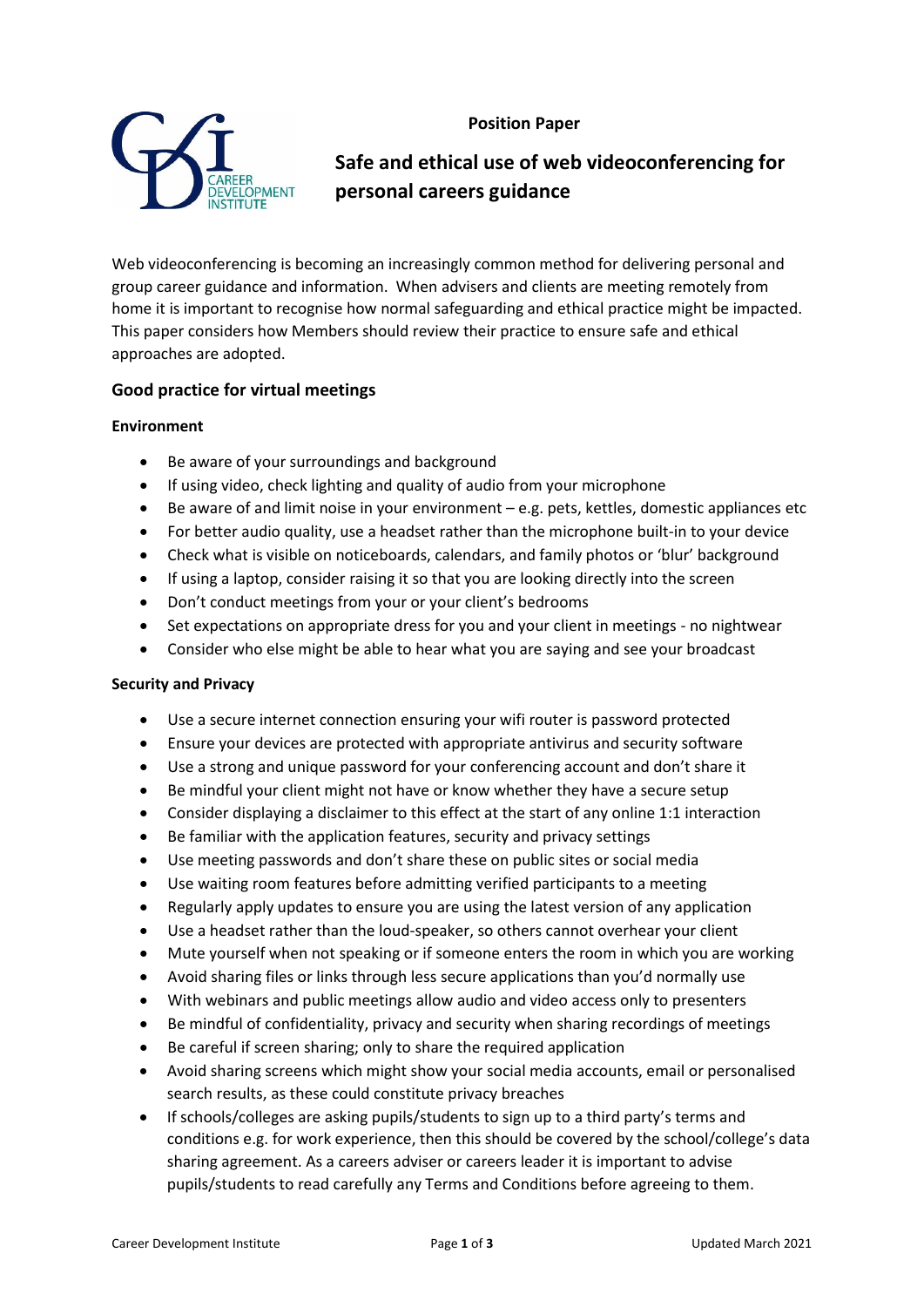**Position Paper**

# Safe and ethical use of web videoconferencing for personal careers guidance

Web videoconferencing is becoming an increasingly common method for delivering personal and group career guidance and information. When advisers and clients are meeting remotely from home it is important to recognise how normal safeguarding and ethical practice might be impacted. This paper considers how Members should review their practice to ensure safe and ethical approaches are adopted.

## Good practice for virtual meetings

### Environment

- Be aware of your surroundings and background
- If using video, check lighting and quality of audio from your microphone
- Be aware of and limit noise in your environment – e.g. pets, kettles, domestic appliances etc
- For better audio quality, use a headset rather than the microphone built-in to your device
- Check what is visible on noticeboards, calendars, and family photos or 'blur' background
- If using a laptop, consider raising it so that you are looking directly into the screen
- Don't conduct meetings from your or your client's bedrooms
- Set expectations on appropriate dress for you and your client in meetings - no nightwear
- Consider who else might be able to hear what you are saying and see your broadcast

### Security and Privacy

- Use a secure internet connection ensuring your wifi router is password protected
- Ensure your devices are protected with appropriate antivirus and security software
- Use a strong and unique password for your conferencing account and don't share it
- Be mindful your client might not have or know whether they have a secure setup
- Consider displaying a disclaimer to this effect at the start of any online 1:1 interaction
- Be familiar with the application features, security and privacy settings
- Use meeting passwords and don't share these on public sites or social media
- Use waiting room features before admitting verified participants to a meeting
- Regularly apply updates to ensure you are using the latest version of any application
- Use a headset rather than the loud-speaker, so others cannot overhear your client
- Mute yourself when not speaking or if someone enters the room in which you are working
- Avoid sharing files or links through less secure applications than you'd normally use
- With webinars and public meetings allow audio and video access only to presenters
- Be mindful of confidentiality, privacy and security when sharing recordings of meetings
- Be careful if screen sharing; only to share the required application
- Avoid sharing screens which might show your social media accounts, email or personalised search results, as these could constitute privacy breaches
- If schools/colleges are asking pupils/students to sign up to a third party's terms and conditions e.g. for work experience, then this should be covered by the school/college's data sharing agreement. As a careers adviser or careers leader it is important to advise pupils/students to read carefully any Terms and Conditions before agreeing to them.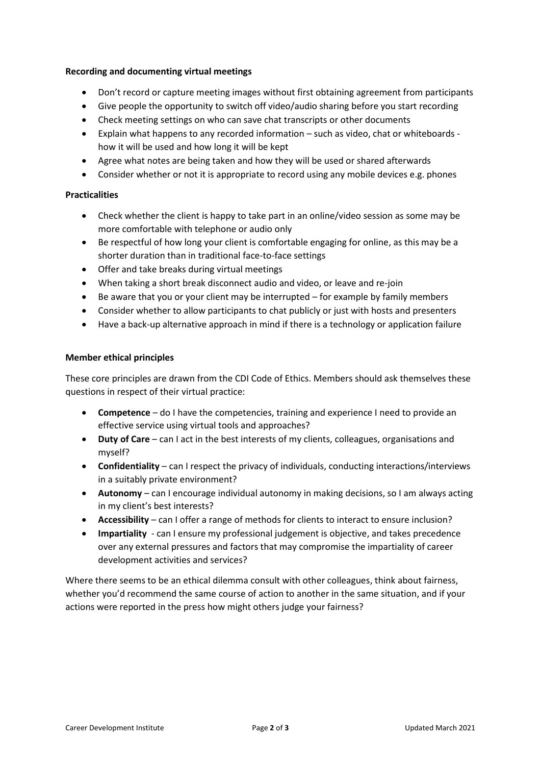**Recording and documenting virtual meetings**

- Don't record or capture meeting images without first obtaining agreement from participants
- Give people the opportunity to switch off video/audio sharing before you start recording
- Check meeting settings on who can save chat transcripts or other documents
- Explain what happens to any recorded information – such as video, chat or whiteboards - how it will be used and how long it will be kept
- Agree what notes are being taken and how they will be used or shared afterwards
- Consider whether or not it is appropriate to record using any mobile devices e.g. phones

**Practicalities**

- Check whether the client is happy to take part in an online/video session as some may be more comfortable with telephone or audio only
- Be respectful of how long your client is comfortable engaging for online, as this may be a shorter duration than in traditional face-to-face settings
- Offer and take breaks during virtual meetings
- When taking a short break disconnect audio and video, or leave and re-join
- Be aware that you or your client may be interrupted – for example by family members
- Consider whether to allow participants to chat publicly or just with hosts and presenters
- Have a back-up alternative approach in mind if there is a technology or application failure

**Member ethical principles**

These core principles are drawn from the CDI Code of Ethics. Members should ask themselves these questions in respect of their virtual practice:

- **Competence** – do I have the competencies, training and experience I need to provide an effective service using virtual tools and approaches?
- **Duty of Care** – can I act in the best interests of my clients, colleagues, organisations and myself?
- **Confidentiality** – can I respect the privacy of individuals, conducting interactions/interviews in a suitably private environment?
- **Autonomy** – can I encourage individual autonomy in making decisions, so I am always acting in my client's best interests?
- **Accessibility** – can I offer a range of methods for clients to interact to ensure inclusion?
- **Impartiality** - can I ensure my professional judgement is objective, and takes precedence over any external pressures and factors that may compromise the impartiality of career development activities and services?

Where there seems to be an ethical dilemma consult with other colleagues, think about fairness, whether you'd recommend the same course of action to another in the same situation, and if your actions were reported in the press how might others judge your fairness?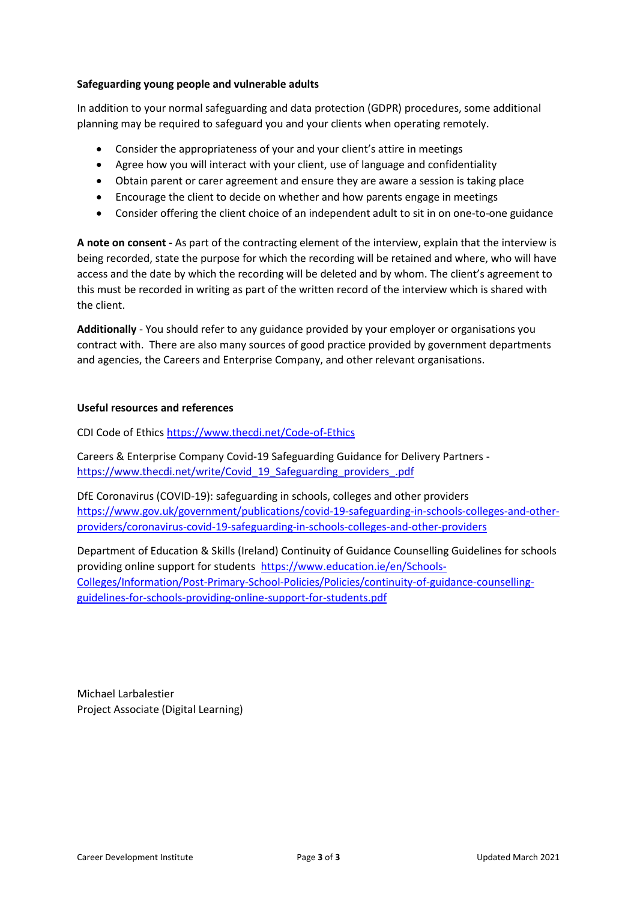**Safeguarding young people and vulnerable adults**

In addition to your normal safeguarding and data protection (GDPR) procedures, some additional planning may be required to safeguard you and your clients when operating remotely.

- Consider the appropriateness of your and your client's attire in meetings
- Agree how you will interact with your client, use of language and confidentiality
- Obtain parent or carer agreement and ensure they are aware a session is taking place
- Encourage the client to decide on whether and how parents engage in meetings
- Consider offering the client choice of an independent adult to sit in on one-to-one guidance

**A note on consent -** As part of the contracting element of the interview, explain that the interview is being recorded, state the purpose for which the recording will be retained and where, who will have access and the date by which the recording will be deleted and by whom. The client's agreement to this must be recorded in writing as part of the written record of the interview which is shared with the client.

**Additionally** - You should refer to any guidance provided by your employer or organisations you contract with. There are also many sources of good practice provided by government departments and agencies, the Careers and Enterprise Company, and other relevant organisations.

**Useful resources and references**

CDI Code of Ethics https://www.thecdi.net/Code-of-Ethics

Careers & Enterprise Company Covid-19 Safeguarding Guidance for Delivery Partners - https://www.thecdi.net/write/Covid_19_Safeguarding_providers_.pdf

DfE Coronavirus (COVID-19): safeguarding in schools, colleges and other providers https://www.gov.uk/government/publications/covid-19-safeguarding-in-schools-colleges-and-other-providers/coronavirus-covid-19-safeguarding-in-schools-colleges-and-other-providers

Department of Education & Skills (Ireland) Continuity of Guidance Counselling Guidelines for schools providing online support for students https://www.education.ie/en/Schools-Colleges/Information/Post-Primary-School-Policies/Policies/continuity-of-guidance-counselling-guidelines-for-schools-providing-online-support-for-students.pdf

Michael Larbalestier
Project Associate (Digital Learning)